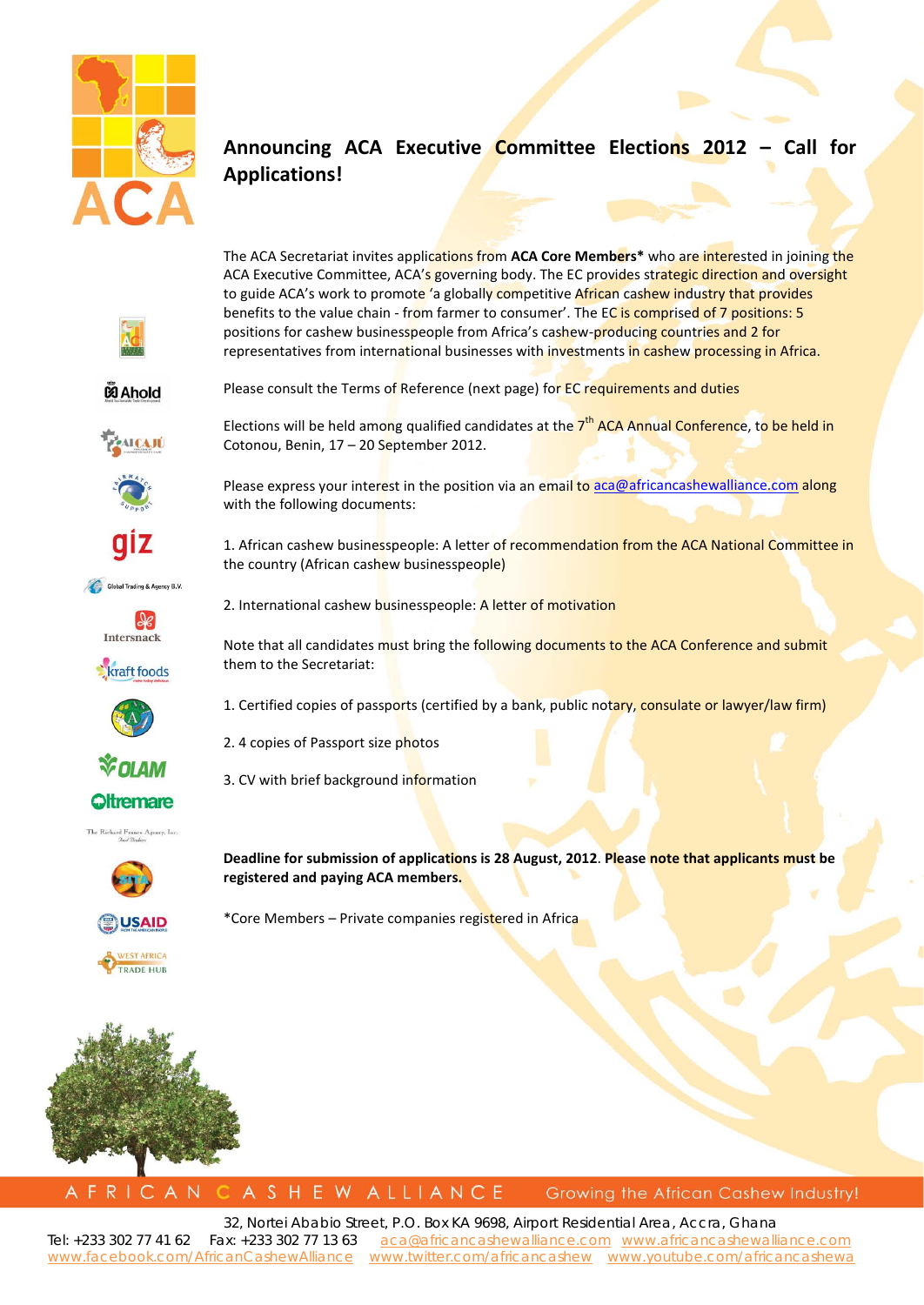# Announcing ACA Executive Committee Elections 2012 – Call for Applications!

The ACA Secretariat invites applications from **ACA Core Members*** who are interested in joining the ACA Executive Committee, ACA's governing body. The EC provides strategic direction and oversight to guide ACA's work to promote 'a globally competitive African cashew industry that provides benefits to the value chain - from farmer to consumer'. The EC is comprised of 7 positions: 5 positions for cashew businesspeople from Africa's cashew-producing countries and 2 for representatives from international businesses with investments in cashew processing in Africa.

Please consult the Terms of Reference (next page) for EC requirements and duties

Elections will be held among qualified candidates at the 7th ACA Annual Conference, to be held in Cotonou, Benin, 17 – 20 September 2012.

Please express your interest in the position via an email to aca@africancashewalliance.com along with the following documents:

1. African cashew businesspeople: A letter of recommendation from the ACA National Committee in the country (African cashew businesspeople)

2. International cashew businesspeople: A letter of motivation

Note that all candidates must bring the following documents to the ACA Conference and submit them to the Secretariat:

1. Certified copies of passports (certified by a bank, public notary, consulate or lawyer/law firm)

2. 4 copies of Passport size photos

3. CV with brief background information

**Deadline for submission of applications is 28 August, 2012**. **Please note that applicants must be registered and paying ACA members.**

*Core Members – Private companies registered in Africa

AFRICAN CASHEW ALLIANCE Growing the African Cashew Industry!

32, Nortei Ababio Street, P.O. Box KA 9698, Airport Residential Area, Accra, Ghana
Tel: +233 302 77 41 62 Fax: +233 302 77 13 63 aca@africancashewalliance.com www.africancashewalliance.com
www.facebook.com/AfricanCashewAlliance www.twitter.com/africancashew www.youtube.com/africancashewa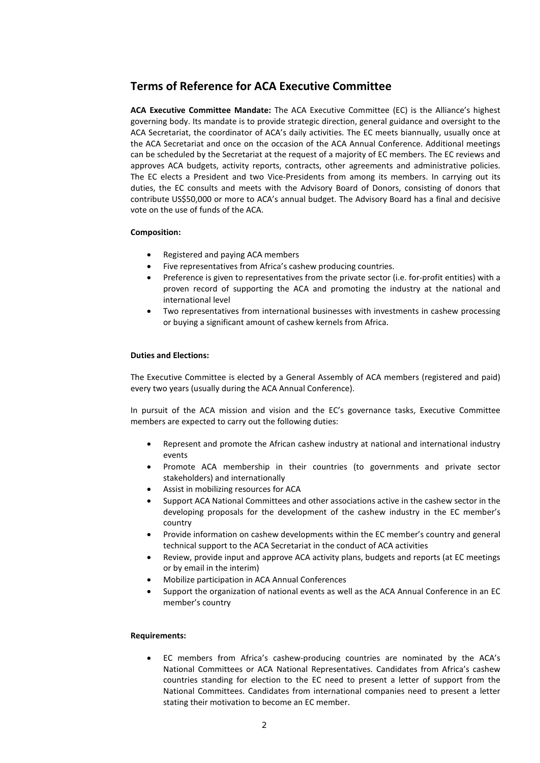## Terms of Reference for ACA Executive Committee

**ACA Executive Committee Mandate:** The ACA Executive Committee (EC) is the Alliance's highest governing body. Its mandate is to provide strategic direction, general guidance and oversight to the ACA Secretariat, the coordinator of ACA's daily activities. The EC meets biannually, usually once at the ACA Secretariat and once on the occasion of the ACA Annual Conference. Additional meetings can be scheduled by the Secretariat at the request of a majority of EC members. The EC reviews and approves ACA budgets, activity reports, contracts, other agreements and administrative policies. The EC elects a President and two Vice-Presidents from among its members. In carrying out its duties, the EC consults and meets with the Advisory Board of Donors, consisting of donors that contribute US$50,000 or more to ACA's annual budget. The Advisory Board has a final and decisive vote on the use of funds of the ACA.

**Composition:**

- Registered and paying ACA members
- Five representatives from Africa's cashew producing countries.
- Preference is given to representatives from the private sector (i.e. for-profit entities) with a proven record of supporting the ACA and promoting the industry at the national and international level
- Two representatives from international businesses with investments in cashew processing or buying a significant amount of cashew kernels from Africa.

**Duties and Elections:**

The Executive Committee is elected by a General Assembly of ACA members (registered and paid) every two years (usually during the ACA Annual Conference).

In pursuit of the ACA mission and vision and the EC's governance tasks, Executive Committee members are expected to carry out the following duties:

- Represent and promote the African cashew industry at national and international industry events
- Promote ACA membership in their countries (to governments and private sector stakeholders) and internationally
- Assist in mobilizing resources for ACA
- Support ACA National Committees and other associations active in the cashew sector in the developing proposals for the development of the cashew industry in the EC member's country
- Provide information on cashew developments within the EC member's country and general technical support to the ACA Secretariat in the conduct of ACA activities
- Review, provide input and approve ACA activity plans, budgets and reports (at EC meetings or by email in the interim)
- Mobilize participation in ACA Annual Conferences
- Support the organization of national events as well as the ACA Annual Conference in an EC member's country

**Requirements:**

- EC members from Africa's cashew-producing countries are nominated by the ACA's National Committees or ACA National Representatives. Candidates from Africa's cashew countries standing for election to the EC need to present a letter of support from the National Committees. Candidates from international companies need to present a letter stating their motivation to become an EC member.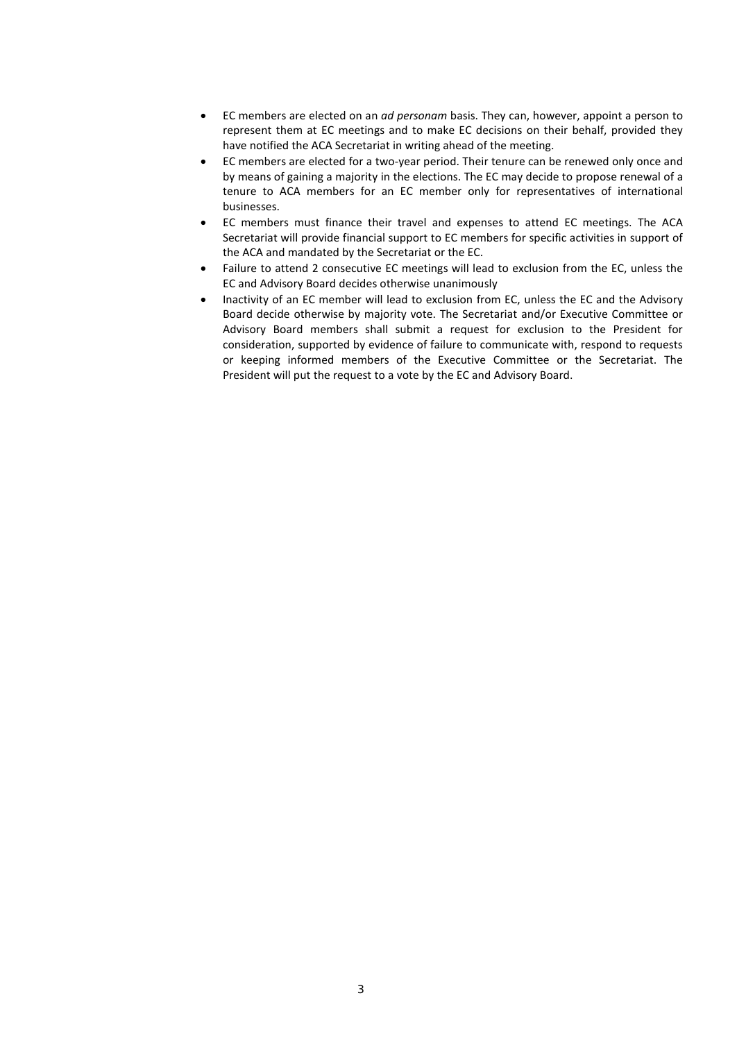- EC members are elected on an *ad personam* basis. They can, however, appoint a person to represent them at EC meetings and to make EC decisions on their behalf, provided they have notified the ACA Secretariat in writing ahead of the meeting.
- EC members are elected for a two-year period. Their tenure can be renewed only once and by means of gaining a majority in the elections. The EC may decide to propose renewal of a tenure to ACA members for an EC member only for representatives of international businesses.
- EC members must finance their travel and expenses to attend EC meetings. The ACA Secretariat will provide financial support to EC members for specific activities in support of the ACA and mandated by the Secretariat or the EC.
- Failure to attend 2 consecutive EC meetings will lead to exclusion from the EC, unless the EC and Advisory Board decides otherwise unanimously
- Inactivity of an EC member will lead to exclusion from EC, unless the EC and the Advisory Board decide otherwise by majority vote. The Secretariat and/or Executive Committee or Advisory Board members shall submit a request for exclusion to the President for consideration, supported by evidence of failure to communicate with, respond to requests or keeping informed members of the Executive Committee or the Secretariat. The President will put the request to a vote by the EC and Advisory Board.